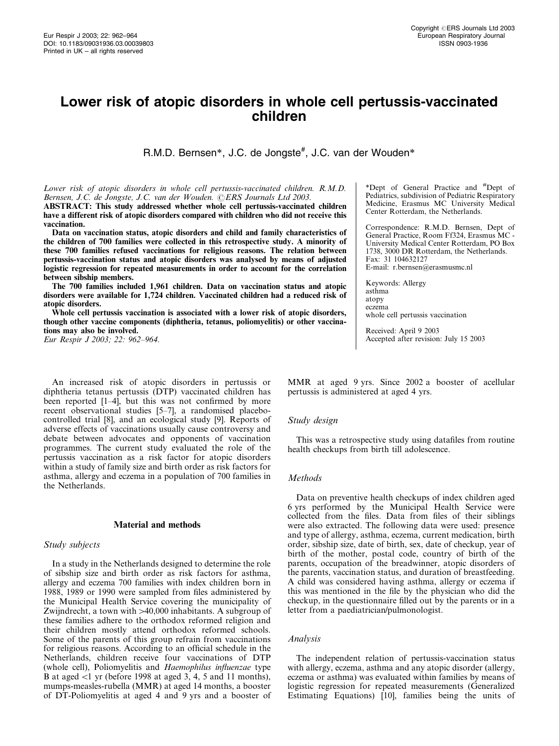# Lower risk of atopic disorders in whole cell pertussis-vaccinated children

R.M.D. Bernsen*, J.C. de Jongste#, J.C. van der Wouden*

*Lower risk of atopic disorders in whole cell pertussis-vaccinated children. R.M.D. Bernsen, J.C. de Jongste, J.C. van der Wouden. ©ERS Journals Ltd 2003.*

**ABSTRACT: This study addressed whether whole cell pertussis-vaccinated children have a different risk of atopic disorders compared with children who did not receive this vaccination.**

**Data on vaccination status, atopic disorders and child and family characteristics of the children of 700 families were collected in this retrospective study. A minority of these 700 families refused vaccinations for religious reasons. The relation between pertussis-vaccination status and atopic disorders was analysed by means of adjusted logistic regression for repeated measurements in order to account for the correlation between sibship members.**

**The 700 families included 1,961 children. Data on vaccination status and atopic disorders were available for 1,724 children. Vaccinated children had a reduced risk of atopic disorders.**

**Whole cell pertussis vaccination is associated with a lower risk of atopic disorders, though other vaccine components (diphtheria, tetanus, poliomyelitis) or other vaccinations may also be involved.**

*Eur Respir J 2003; 22: 962–964.*

*Dept of General Practice and #Dept of Pediatrics, subdivision of Pediatric Respiratory Medicine, Erasmus MC University Medical Center Rotterdam, the Netherlands.

Correspondence: R.M.D. Bernsen, Dept of General Practice, Room Ff324, Erasmus MC - University Medical Center Rotterdam, PO Box 1738, 3000 DR Rotterdam, the Netherlands.
Fax: 31 104632127
E-mail: r.bernsen@erasmusmc.nl

Keywords: Allergy
asthma
atopy
eczema
whole cell pertussis vaccination

Received: April 9 2003
Accepted after revision: July 15 2003

An increased risk of atopic disorders in pertussis or diphtheria tetanus pertussis (DTP) vaccinated children has been reported [1–4], but this was not confirmed by more recent observational studies [5–7], a randomised placebo-controlled trial [8], and an ecological study [9]. Reports of adverse effects of vaccinations usually cause controversy and debate between advocates and opponents of vaccination programmes. The current study evaluated the role of the pertussis vaccination as a risk factor for atopic disorders within a study of family size and birth order as risk factors for asthma, allergy and eczema in a population of 700 families in the Netherlands.

## Material and methods

### Study subjects

In a study in the Netherlands designed to determine the role of sibship size and birth order as risk factors for asthma, allergy and eczema 700 families with index children born in 1988, 1989 or 1990 were sampled from files administered by the Municipal Health Service covering the municipality of Zwijndrecht, a town with >40,000 inhabitants. A subgroup of these families adhere to the orthodox reformed religion and their children mostly attend orthodox reformed schools. Some of the parents of this group refrain from vaccinations for religious reasons. According to an official schedule in the Netherlands, children receive four vaccinations of DTP (whole cell), Poliomyelitis and *Haemophilus influenzae* type B at aged <1 yr (before 1998 at aged 3, 4, 5 and 11 months), mumps-measles-rubella (MMR) at aged 14 months, a booster of DT-Poliomyelitis at aged 4 and 9 yrs and a booster of MMR at aged 9 yrs. Since 2002 a booster of acellular pertussis is administered at aged 4 yrs.

### Study design

This was a retrospective study using datafiles from routine health checkups from birth till adolescence.

### Methods

Data on preventive health checkups of index children aged 6 yrs performed by the Municipal Health Service were collected from the files. Data from files of their siblings were also extracted. The following data were used: presence and type of allergy, asthma, eczema, current medication, birth order, sibship size, date of birth, sex, date of checkup, year of birth of the mother, postal code, country of birth of the parents, occupation of the breadwinner, atopic disorders of the parents, vaccination status, and duration of breastfeeding. A child was considered having asthma, allergy or eczema if this was mentioned in the file by the physician who did the checkup, in the questionnaire filled out by the parents or in a letter from a paediatrician/pulmonologist.

### Analysis

The independent relation of pertussis-vaccination status with allergy, eczema, asthma and any atopic disorder (allergy, eczema or asthma) was evaluated within families by means of logistic regression for repeated measurements (Generalized Estimating Equations) [10], families being the units of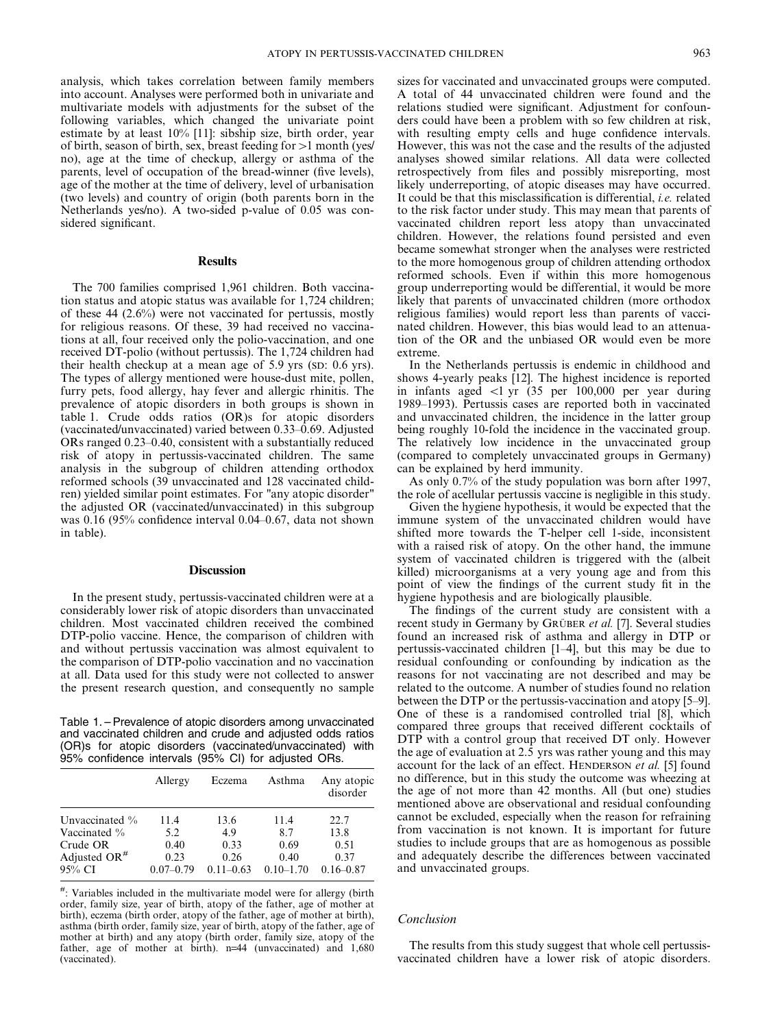analysis, which takes correlation between family members into account. Analyses were performed both in univariate and multivariate models with adjustments for the subset of the following variables, which changed the univariate point estimate by at least 10% [11]: sibship size, birth order, year of birth, season of birth, sex, breast feeding for >1 month (yes/no), age at the time of checkup, allergy or asthma of the parents, level of occupation of the bread-winner (five levels), age of the mother at the time of delivery, level of urbanisation (two levels) and country of origin (both parents born in the Netherlands yes/no). A two-sided p-value of 0.05 was considered significant.

## Results

The 700 families comprised 1,961 children. Both vaccination status and atopic status was available for 1,724 children; of these 44 (2.6%) were not vaccinated for pertussis, mostly for religious reasons. Of these, 39 had received no vaccinations at all, four received only the polio-vaccination, and one received DT-polio (without pertussis). The 1,724 children had their health checkup at a mean age of 5.9 yrs (SD: 0.6 yrs). The types of allergy mentioned were house-dust mite, pollen, furry pets, food allergy, hay fever and allergic rhinitis. The prevalence of atopic disorders in both groups is shown in table 1. Crude odds ratios (OR)s for atopic disorders (vaccinated/unvaccinated) varied between 0.33–0.69. Adjusted ORs ranged 0.23–0.40, consistent with a substantially reduced risk of atopy in pertussis-vaccinated children. The same analysis in the subgroup of children attending orthodox reformed schools (39 unvaccinated and 128 vaccinated children) yielded similar point estimates. For "any atopic disorder" the adjusted OR (vaccinated/unvaccinated) in this subgroup was 0.16 (95% confidence interval 0.04–0.67, data not shown in table).

## Discussion

In the present study, pertussis-vaccinated children were at a considerably lower risk of atopic disorders than unvaccinated children. Most vaccinated children received the combined DTP-polio vaccine. Hence, the comparison of children with and without pertussis vaccination was almost equivalent to the comparison of DTP-polio vaccination and no vaccination at all. Data used for this study were not collected to answer the present research question, and consequently no sample sizes for vaccinated and unvaccinated groups were computed. A total of 44 unvaccinated children were found and the relations studied were significant. Adjustment for confounders could have been a problem with so few children at risk, with resulting empty cells and huge confidence intervals. However, this was not the case and the results of the adjusted analyses showed similar relations. All data were collected retrospectively from files and possibly misreporting, most likely underreporting, of atopic diseases may have occurred. It could be that this misclassification is differential, *i.e.* related to the risk factor under study. This may mean that parents of vaccinated children report less atopy than unvaccinated children. However, the relations found persisted and even became somewhat stronger when the analyses were restricted to the more homogenous group of children attending orthodox reformed schools. Even if within this more homogenous group underreporting would be differential, it would be more likely that parents of unvaccinated children (more orthodox religious families) would report less than parents of vaccinated children. However, this bias would lead to an attenuation of the OR and the unbiased OR would even be more extreme.

Table 1. – Prevalence of atopic disorders among unvaccinated and vaccinated children and crude and adjusted odds ratios (OR)s for atopic disorders (vaccinated/unvaccinated) with 95% confidence intervals (95% CI) for adjusted ORs.

| | Allergy | Eczema | Asthma | Any atopic disorder |
|---|---|---|---|---|
| Unvaccinated % | 11.4 | 13.6 | 11.4 | 22.7 |
| Vaccinated % | 5.2 | 4.9 | 8.7 | 13.8 |
| Crude OR | 0.40 | 0.33 | 0.69 | 0.51 |
| Adjusted OR[#] | 0.23 | 0.26 | 0.40 | 0.37 |
| 95% CI | 0.07–0.79 | 0.11–0.63 | 0.10–1.70 | 0.16–0.87 |

#: Variables included in the multivariate model were for allergy (birth order, family size, year of birth, atopy of the father, age of mother at birth), eczema (birth order, atopy of the father, age of mother at birth), asthma (birth order, family size, year of birth, atopy of the father, age of mother at birth) and any atopy (birth order, family size, atopy of the father, age of mother at birth). n=44 (unvaccinated) and 1,680 (vaccinated).

In the Netherlands pertussis is endemic in childhood and shows 4-yearly peaks [12]. The highest incidence is reported in infants aged <1 yr (35 per 100,000 per year during 1989–1993). Pertussis cases are reported both in vaccinated and unvaccinated children, the incidence in the latter group being roughly 10-fold the incidence in the vaccinated group. The relatively low incidence in the unvaccinated group (compared to completely unvaccinated groups in Germany) can be explained by herd immunity.

As only 0.7% of the study population was born after 1997, the role of acellular pertussis vaccine is negligible in this study.

Given the hygiene hypothesis, it would be expected that the immune system of the unvaccinated children would have shifted more towards the T-helper cell 1-side, inconsistent with a raised risk of atopy. On the other hand, the immune system of vaccinated children is triggered with the (albeit killed) microorganisms at a very young age and from this point of view the findings of the current study fit in the hygiene hypothesis and are biologically plausible.

The findings of the current study are consistent with a recent study in Germany by GRÜBER *et al.* [7]. Several studies found an increased risk of asthma and allergy in DTP or pertussis-vaccinated children [1–4], but this may be due to residual confounding or confounding by indication as the reasons for not vaccinating are not described and may be related to the outcome. A number of studies found no relation between the DTP or the pertussis-vaccination and atopy [5–9]. One of these is a randomised controlled trial [8], which compared three groups that received different cocktails of DTP with a control group that received DT only. However the age of evaluation at 2.5 yrs was rather young and this may account for the lack of an effect. HENDERSON *et al.* [5] found no difference, but in this study the outcome was wheezing at the age of not more than 42 months. All (but one) studies mentioned above are observational and residual confounding cannot be excluded, especially when the reason for refraining from vaccination is not known. It is important for future studies to include groups that are as homogenous as possible and adequately describe the differences between vaccinated and unvaccinated groups.

### Conclusion

The results from this study suggest that whole cell pertussis-vaccinated children have a lower risk of atopic disorders.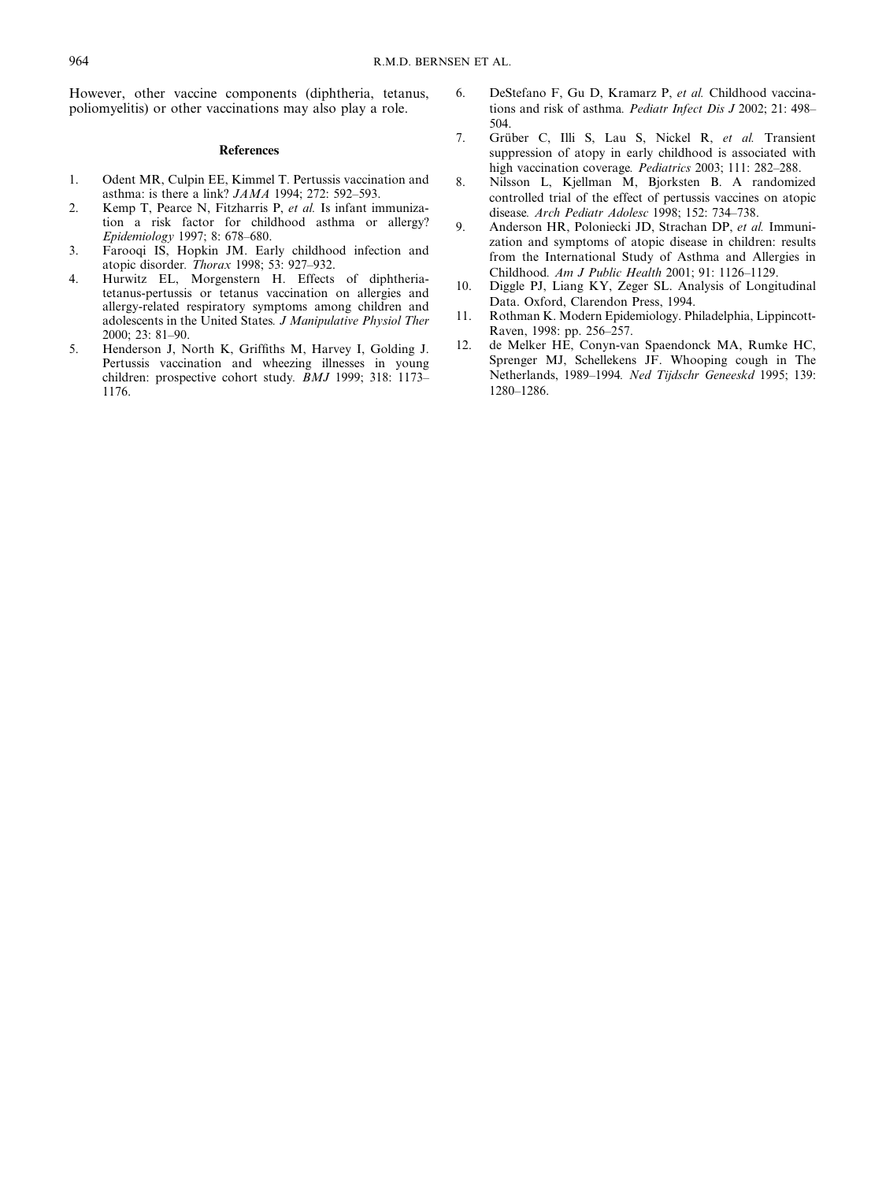However, other vaccine components (diphtheria, tetanus, poliomyelitis) or other vaccinations may also play a role.

## References

1. Odent MR, Culpin EE, Kimmel T. Pertussis vaccination and asthma: is there a link? *JAMA* 1994; 272: 592–593.
2. Kemp T, Pearce N, Fitzharris P, *et al.* Is infant immunization a risk factor for childhood asthma or allergy? *Epidemiology* 1997; 8: 678–680.
3. Farooqi IS, Hopkin JM. Early childhood infection and atopic disorder. *Thorax* 1998; 53: 927–932.
4. Hurwitz EL, Morgenstern H. Effects of diphtheria-tetanus-pertussis or tetanus vaccination on allergies and allergy-related respiratory symptoms among children and adolescents in the United States. *J Manipulative Physiol Ther* 2000; 23: 81–90.
5. Henderson J, North K, Griffiths M, Harvey I, Golding J. Pertussis vaccination and wheezing illnesses in young children: prospective cohort study. *BMJ* 1999; 318: 1173–1176.
6. DeStefano F, Gu D, Kramarz P, *et al.* Childhood vaccinations and risk of asthma. *Pediatr Infect Dis J* 2002; 21: 498–504.
7. Grüber C, Illi S, Lau S, Nickel R, *et al.* Transient suppression of atopy in early childhood is associated with high vaccination coverage. *Pediatrics* 2003; 111: 282–288.
8. Nilsson L, Kjellman M, Bjorksten B. A randomized controlled trial of the effect of pertussis vaccines on atopic disease. *Arch Pediatr Adolesc* 1998; 152: 734–738.
9. Anderson HR, Poloniecki JD, Strachan DP, *et al.* Immunization and symptoms of atopic disease in children: results from the International Study of Asthma and Allergies in Childhood. *Am J Public Health* 2001; 91: 1126–1129.
10. Diggle PJ, Liang KY, Zeger SL. Analysis of Longitudinal Data. Oxford, Clarendon Press, 1994.
11. Rothman K. Modern Epidemiology. Philadelphia, Lippincott-Raven, 1998: pp. 256–257.
12. de Melker HE, Conyn-van Spaendonck MA, Rumke HC, Sprenger MJ, Schellekens JF. Whooping cough in The Netherlands, 1989–1994. *Ned Tijdschr Geneeskd* 1995; 139: 1280–1286.